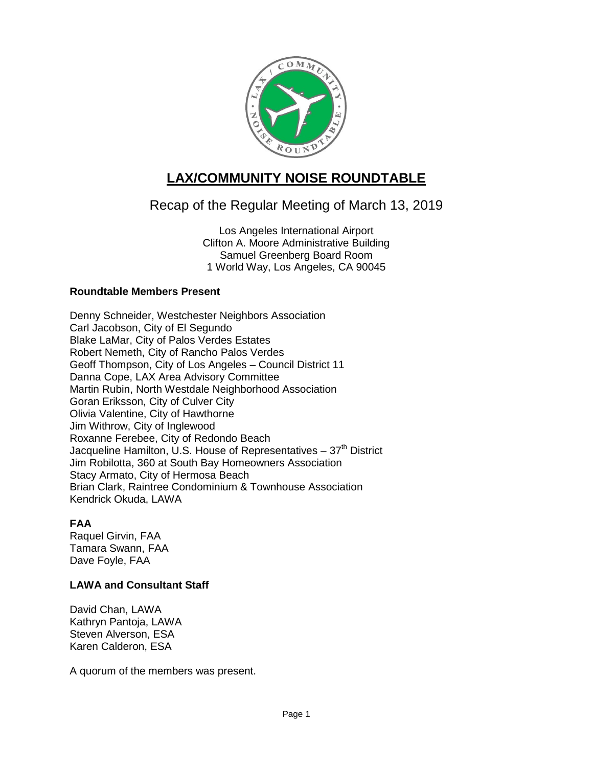# LAX/COMMUNITY NOISE ROUNDTABLE

## Recap of the Regular Meeting of March 13, 2019

Los Angeles International Airport
Clifton A. Moore Administrative Building
Samuel Greenberg Board Room
1 World Way, Los Angeles, CA 90045

### Roundtable Members Present

Denny Schneider, Westchester Neighbors Association
Carl Jacobson, City of El Segundo
Blake LaMar, City of Palos Verdes Estates
Robert Nemeth, City of Rancho Palos Verdes
Geoff Thompson, City of Los Angeles – Council District 11
Danna Cope, LAX Area Advisory Committee
Martin Rubin, North Westdale Neighborhood Association
Goran Eriksson, City of Culver City
Olivia Valentine, City of Hawthorne
Jim Withrow, City of Inglewood
Roxanne Ferebee, City of Redondo Beach
Jacqueline Hamilton, U.S. House of Representatives – 37th District
Jim Robilotta, 360 at South Bay Homeowners Association
Stacy Armato, City of Hermosa Beach
Brian Clark, Raintree Condominium & Townhouse Association
Kendrick Okuda, LAWA

### FAA

Raquel Girvin, FAA
Tamara Swann, FAA
Dave Foyle, FAA

### LAWA and Consultant Staff

David Chan, LAWA
Kathryn Pantoja, LAWA
Steven Alverson, ESA
Karen Calderon, ESA

A quorum of the members was present.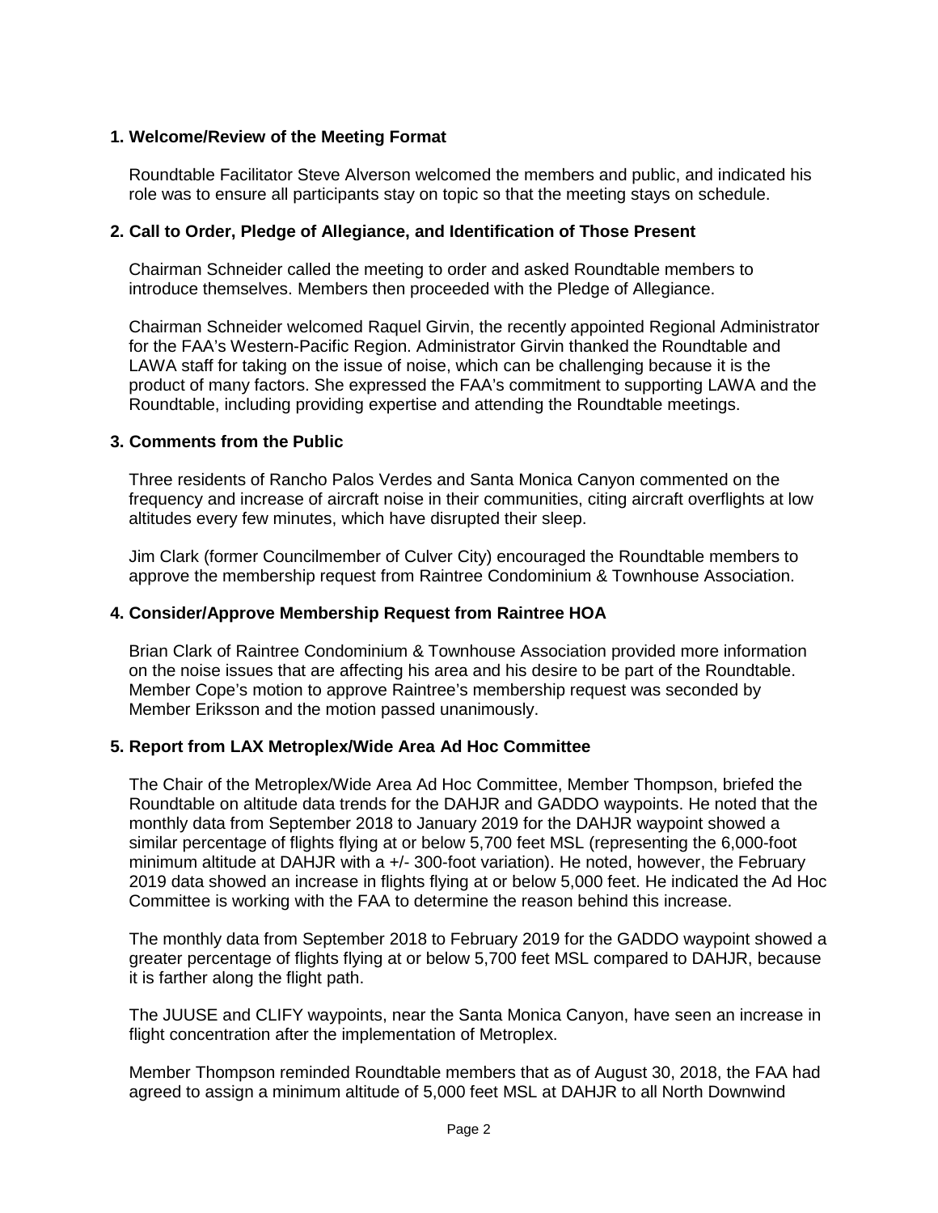**1. Welcome/Review of the Meeting Format**

Roundtable Facilitator Steve Alverson welcomed the members and public, and indicated his role was to ensure all participants stay on topic so that the meeting stays on schedule.

**2. Call to Order, Pledge of Allegiance, and Identification of Those Present**

Chairman Schneider called the meeting to order and asked Roundtable members to introduce themselves. Members then proceeded with the Pledge of Allegiance.

Chairman Schneider welcomed Raquel Girvin, the recently appointed Regional Administrator for the FAA's Western-Pacific Region. Administrator Girvin thanked the Roundtable and LAWA staff for taking on the issue of noise, which can be challenging because it is the product of many factors. She expressed the FAA's commitment to supporting LAWA and the Roundtable, including providing expertise and attending the Roundtable meetings.

**3. Comments from the Public**

Three residents of Rancho Palos Verdes and Santa Monica Canyon commented on the frequency and increase of aircraft noise in their communities, citing aircraft overflights at low altitudes every few minutes, which have disrupted their sleep.

Jim Clark (former Councilmember of Culver City) encouraged the Roundtable members to approve the membership request from Raintree Condominium & Townhouse Association.

**4. Consider/Approve Membership Request from Raintree HOA**

Brian Clark of Raintree Condominium & Townhouse Association provided more information on the noise issues that are affecting his area and his desire to be part of the Roundtable. Member Cope's motion to approve Raintree's membership request was seconded by Member Eriksson and the motion passed unanimously.

**5. Report from LAX Metroplex/Wide Area Ad Hoc Committee**

The Chair of the Metroplex/Wide Area Ad Hoc Committee, Member Thompson, briefed the Roundtable on altitude data trends for the DAHJR and GADDO waypoints. He noted that the monthly data from September 2018 to January 2019 for the DAHJR waypoint showed a similar percentage of flights flying at or below 5,700 feet MSL (representing the 6,000-foot minimum altitude at DAHJR with a +/- 300-foot variation). He noted, however, the February 2019 data showed an increase in flights flying at or below 5,000 feet. He indicated the Ad Hoc Committee is working with the FAA to determine the reason behind this increase.

The monthly data from September 2018 to February 2019 for the GADDO waypoint showed a greater percentage of flights flying at or below 5,700 feet MSL compared to DAHJR, because it is farther along the flight path.

The JUUSE and CLIFY waypoints, near the Santa Monica Canyon, have seen an increase in flight concentration after the implementation of Metroplex.

Member Thompson reminded Roundtable members that as of August 30, 2018, the FAA had agreed to assign a minimum altitude of 5,000 feet MSL at DAHJR to all North Downwind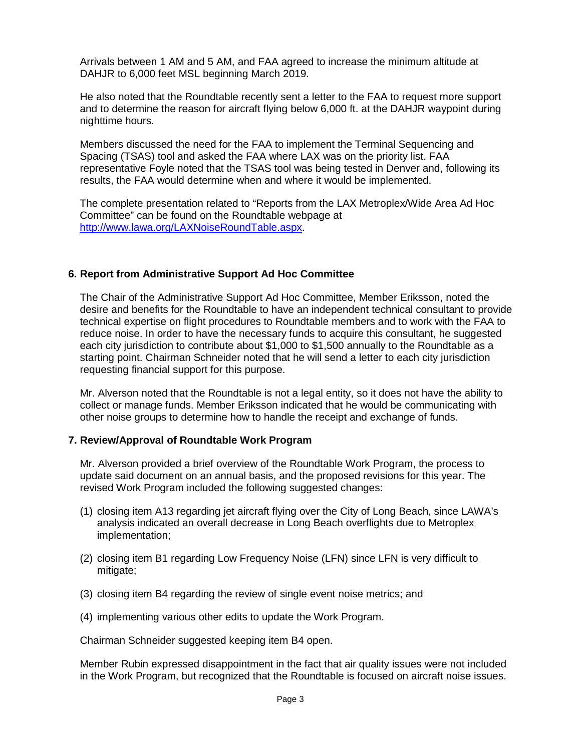Arrivals between 1 AM and 5 AM, and FAA agreed to increase the minimum altitude at DAHJR to 6,000 feet MSL beginning March 2019.

He also noted that the Roundtable recently sent a letter to the FAA to request more support and to determine the reason for aircraft flying below 6,000 ft. at the DAHJR waypoint during nighttime hours.

Members discussed the need for the FAA to implement the Terminal Sequencing and Spacing (TSAS) tool and asked the FAA where LAX was on the priority list. FAA representative Foyle noted that the TSAS tool was being tested in Denver and, following its results, the FAA would determine when and where it would be implemented.

The complete presentation related to "Reports from the LAX Metroplex/Wide Area Ad Hoc Committee" can be found on the Roundtable webpage at [http://www.lawa.org/LAXNoiseRoundTable.aspx](http://www.lawa.org/LAXNoiseRoundTable.aspx).

## 6. Report from Administrative Support Ad Hoc Committee

The Chair of the Administrative Support Ad Hoc Committee, Member Eriksson, noted the desire and benefits for the Roundtable to have an independent technical consultant to provide technical expertise on flight procedures to Roundtable members and to work with the FAA to reduce noise. In order to have the necessary funds to acquire this consultant, he suggested each city jurisdiction to contribute about $1,000 to $1,500 annually to the Roundtable as a starting point. Chairman Schneider noted that he will send a letter to each city jurisdiction requesting financial support for this purpose.

Mr. Alverson noted that the Roundtable is not a legal entity, so it does not have the ability to collect or manage funds. Member Eriksson indicated that he would be communicating with other noise groups to determine how to handle the receipt and exchange of funds.

## 7. Review/Approval of Roundtable Work Program

Mr. Alverson provided a brief overview of the Roundtable Work Program, the process to update said document on an annual basis, and the proposed revisions for this year. The revised Work Program included the following suggested changes:

(1) closing item A13 regarding jet aircraft flying over the City of Long Beach, since LAWA's analysis indicated an overall decrease in Long Beach overflights due to Metroplex implementation;

(2) closing item B1 regarding Low Frequency Noise (LFN) since LFN is very difficult to mitigate;

(3) closing item B4 regarding the review of single event noise metrics; and

(4) implementing various other edits to update the Work Program.

Chairman Schneider suggested keeping item B4 open.

Member Rubin expressed disappointment in the fact that air quality issues were not included in the Work Program, but recognized that the Roundtable is focused on aircraft noise issues.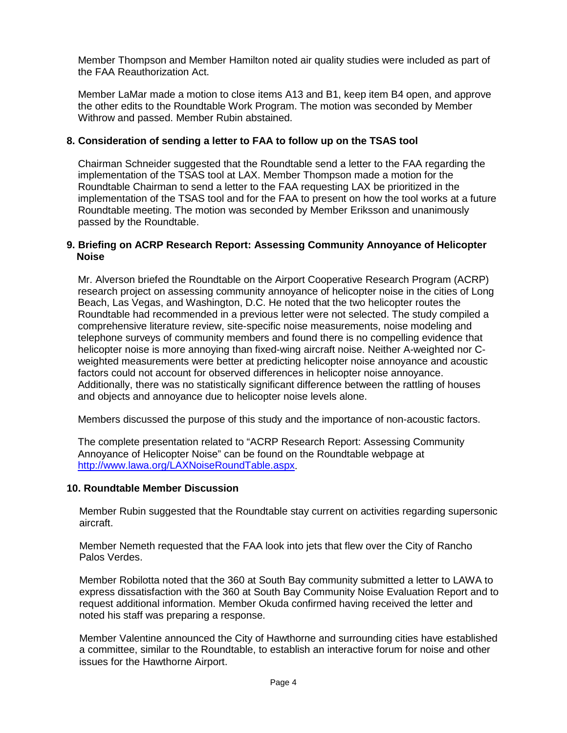Member Thompson and Member Hamilton noted air quality studies were included as part of the FAA Reauthorization Act.

Member LaMar made a motion to close items A13 and B1, keep item B4 open, and approve the other edits to the Roundtable Work Program. The motion was seconded by Member Withrow and passed. Member Rubin abstained.

**8. Consideration of sending a letter to FAA to follow up on the TSAS tool**

Chairman Schneider suggested that the Roundtable send a letter to the FAA regarding the implementation of the TSAS tool at LAX. Member Thompson made a motion for the Roundtable Chairman to send a letter to the FAA requesting LAX be prioritized in the implementation of the TSAS tool and for the FAA to present on how the tool works at a future Roundtable meeting. The motion was seconded by Member Eriksson and unanimously passed by the Roundtable.

**9. Briefing on ACRP Research Report: Assessing Community Annoyance of Helicopter Noise**

Mr. Alverson briefed the Roundtable on the Airport Cooperative Research Program (ACRP) research project on assessing community annoyance of helicopter noise in the cities of Long Beach, Las Vegas, and Washington, D.C. He noted that the two helicopter routes the Roundtable had recommended in a previous letter were not selected. The study compiled a comprehensive literature review, site-specific noise measurements, noise modeling and telephone surveys of community members and found there is no compelling evidence that helicopter noise is more annoying than fixed-wing aircraft noise. Neither A-weighted nor C-weighted measurements were better at predicting helicopter noise annoyance and acoustic factors could not account for observed differences in helicopter noise annoyance. Additionally, there was no statistically significant difference between the rattling of houses and objects and annoyance due to helicopter noise levels alone.

Members discussed the purpose of this study and the importance of non-acoustic factors.

The complete presentation related to "ACRP Research Report: Assessing Community Annoyance of Helicopter Noise" can be found on the Roundtable webpage at http://www.lawa.org/LAXNoiseRoundTable.aspx.

**10. Roundtable Member Discussion**

Member Rubin suggested that the Roundtable stay current on activities regarding supersonic aircraft.

Member Nemeth requested that the FAA look into jets that flew over the City of Rancho Palos Verdes.

Member Robilotta noted that the 360 at South Bay community submitted a letter to LAWA to express dissatisfaction with the 360 at South Bay Community Noise Evaluation Report and to request additional information. Member Okuda confirmed having received the letter and noted his staff was preparing a response.

Member Valentine announced the City of Hawthorne and surrounding cities have established a committee, similar to the Roundtable, to establish an interactive forum for noise and other issues for the Hawthorne Airport.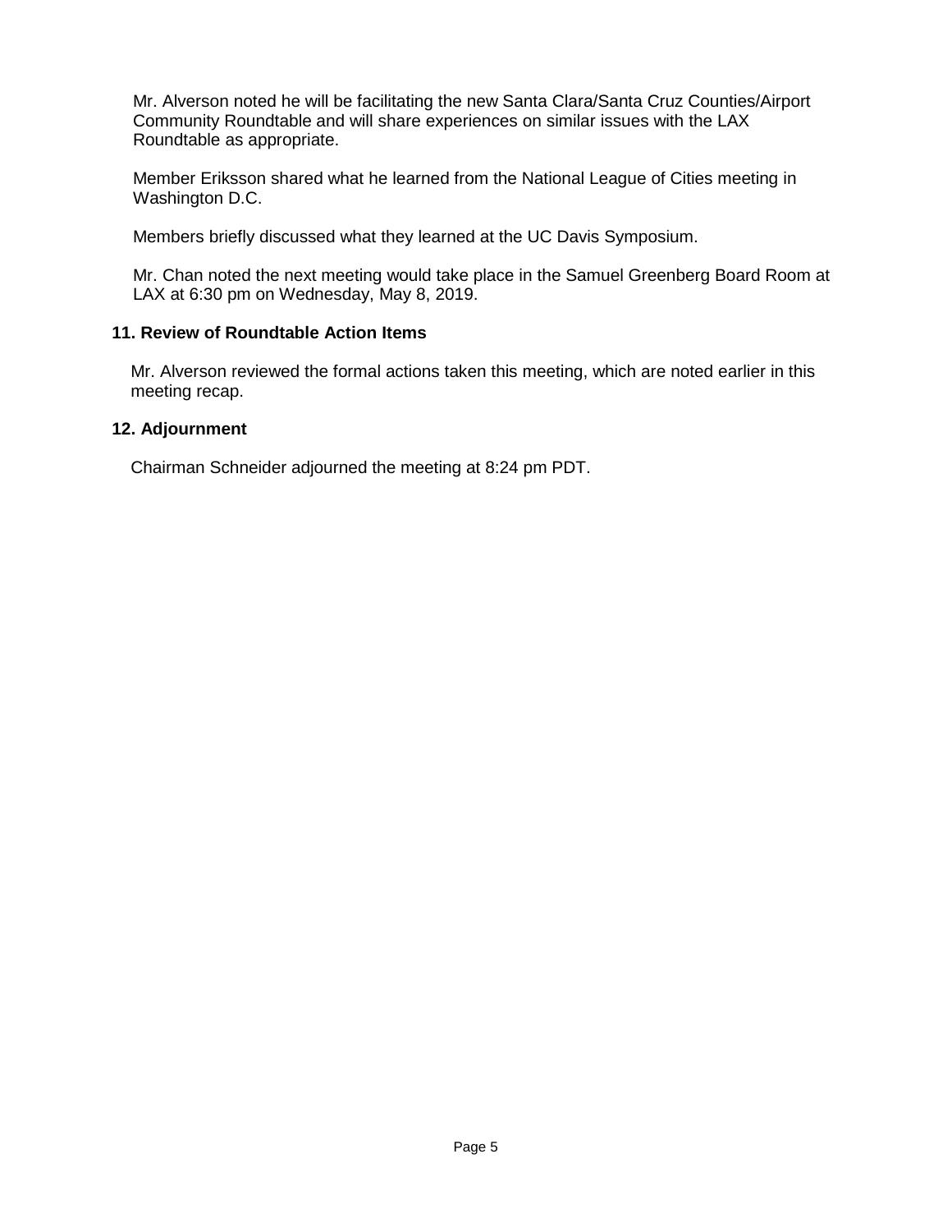Mr. Alverson noted he will be facilitating the new Santa Clara/Santa Cruz Counties/Airport Community Roundtable and will share experiences on similar issues with the LAX Roundtable as appropriate.

Member Eriksson shared what he learned from the National League of Cities meeting in Washington D.C.

Members briefly discussed what they learned at the UC Davis Symposium.

Mr. Chan noted the next meeting would take place in the Samuel Greenberg Board Room at LAX at 6:30 pm on Wednesday, May 8, 2019.

### 11. Review of Roundtable Action Items

Mr. Alverson reviewed the formal actions taken this meeting, which are noted earlier in this meeting recap.

### 12. Adjournment

Chairman Schneider adjourned the meeting at 8:24 pm PDT.